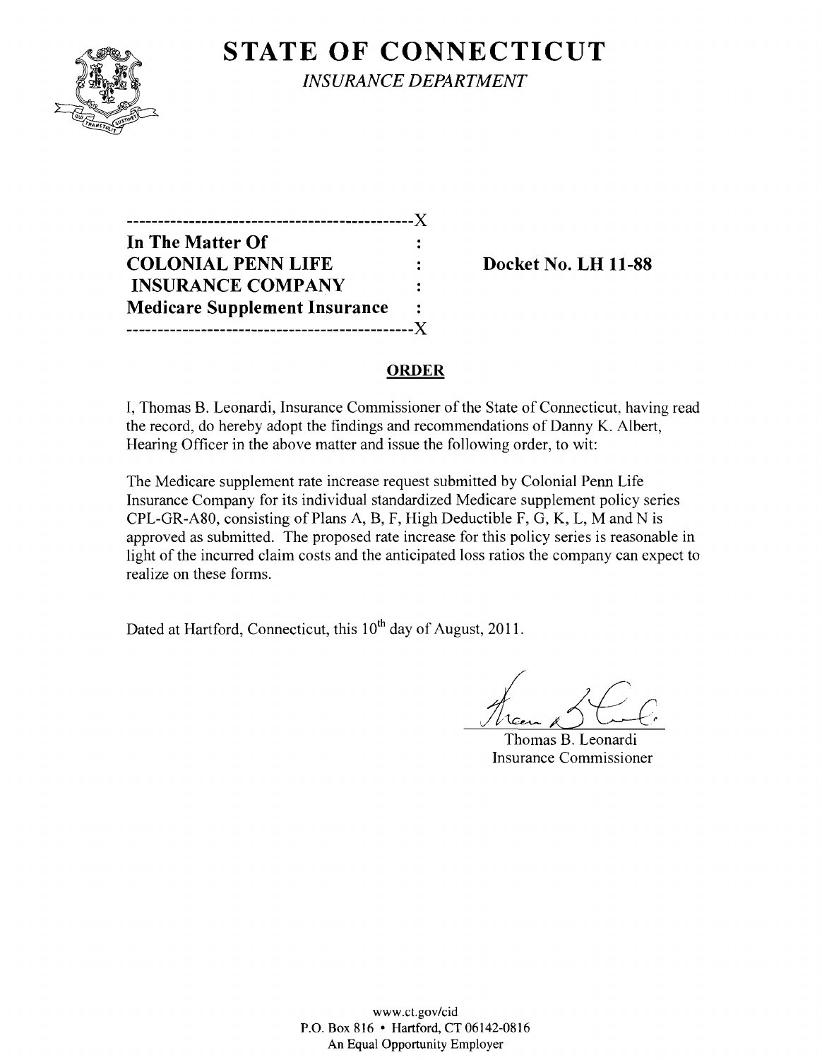# STATE OF CONNECTICUT

*INSURANCE DEPARTMENT*

```
----------------------------------------------X
In The Matter Of                              :
COLONIAL PENN LIFE                            :       Docket No. LH 11-88
 INSURANCE COMPANY                            :
Medicare Supplement Insurance                 :
----------------------------------------------X
```

## ORDER

I, Thomas B. Leonardi, Insurance Commissioner of the State of Connecticut, having read the record, do hereby adopt the findings and recommendations of Danny K. Albert, Hearing Officer in the above matter and issue the following order, to wit:

The Medicare supplement rate increase request submitted by Colonial Penn Life Insurance Company for its individual standardized Medicare supplement policy series CPL-GR-A80, consisting of Plans A, B, F, High Deductible F, G, K, L, M and N is approved as submitted. The proposed rate increase for this policy series is reasonable in light of the incurred claim costs and the anticipated loss ratios the company can expect to realize on these forms.

Dated at Hartford, Connecticut, this 10th day of August, 2011.

Thomas B. Leonardi
Insurance Commissioner

www.ct.gov/cid
P.O. Box 816 • Hartford, CT 06142-0816
An Equal Opportunity Employer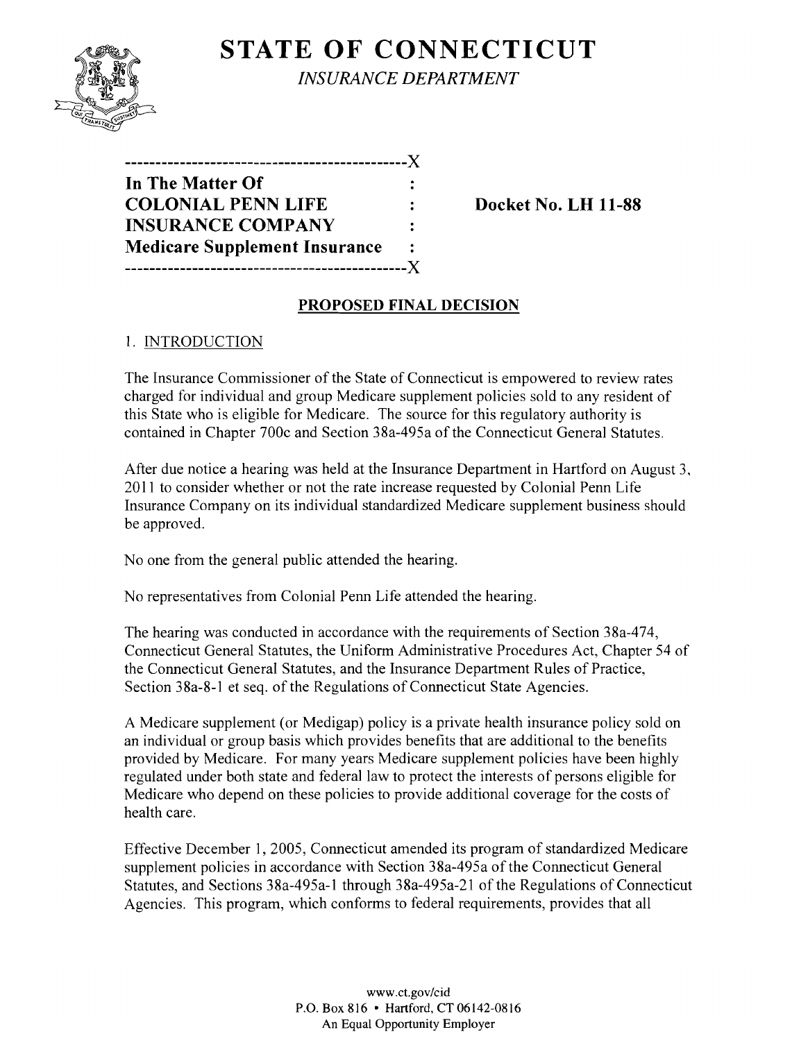# STATE OF CONNECTICUT

*INSURANCE DEPARTMENT*

```
----------------------------------------------X
In The Matter Of                              :
COLONIAL PENN LIFE                            :    Docket No. LH 11-88
INSURANCE COMPANY                             :
Medicare Supplement Insurance                 :
----------------------------------------------X
```

## PROPOSED FINAL DECISION

### 1. INTRODUCTION

The Insurance Commissioner of the State of Connecticut is empowered to review rates charged for individual and group Medicare supplement policies sold to any resident of this State who is eligible for Medicare. The source for this regulatory authority is contained in Chapter 700c and Section 38a-495a of the Connecticut General Statutes.

After due notice a hearing was held at the Insurance Department in Hartford on August 3, 2011 to consider whether or not the rate increase requested by Colonial Penn Life Insurance Company on its individual standardized Medicare supplement business should be approved.

No one from the general public attended the hearing.

No representatives from Colonial Penn Life attended the hearing.

The hearing was conducted in accordance with the requirements of Section 38a-474, Connecticut General Statutes, the Uniform Administrative Procedures Act, Chapter 54 of the Connecticut General Statutes, and the Insurance Department Rules of Practice, Section 38a-8-1 et seq. of the Regulations of Connecticut State Agencies.

A Medicare supplement (or Medigap) policy is a private health insurance policy sold on an individual or group basis which provides benefits that are additional to the benefits provided by Medicare. For many years Medicare supplement policies have been highly regulated under both state and federal law to protect the interests of persons eligible for Medicare who depend on these policies to provide additional coverage for the costs of health care.

Effective December 1, 2005, Connecticut amended its program of standardized Medicare supplement policies in accordance with Section 38a-495a of the Connecticut General Statutes, and Sections 38a-495a-1 through 38a-495a-21 of the Regulations of Connecticut Agencies. This program, which conforms to federal requirements, provides that all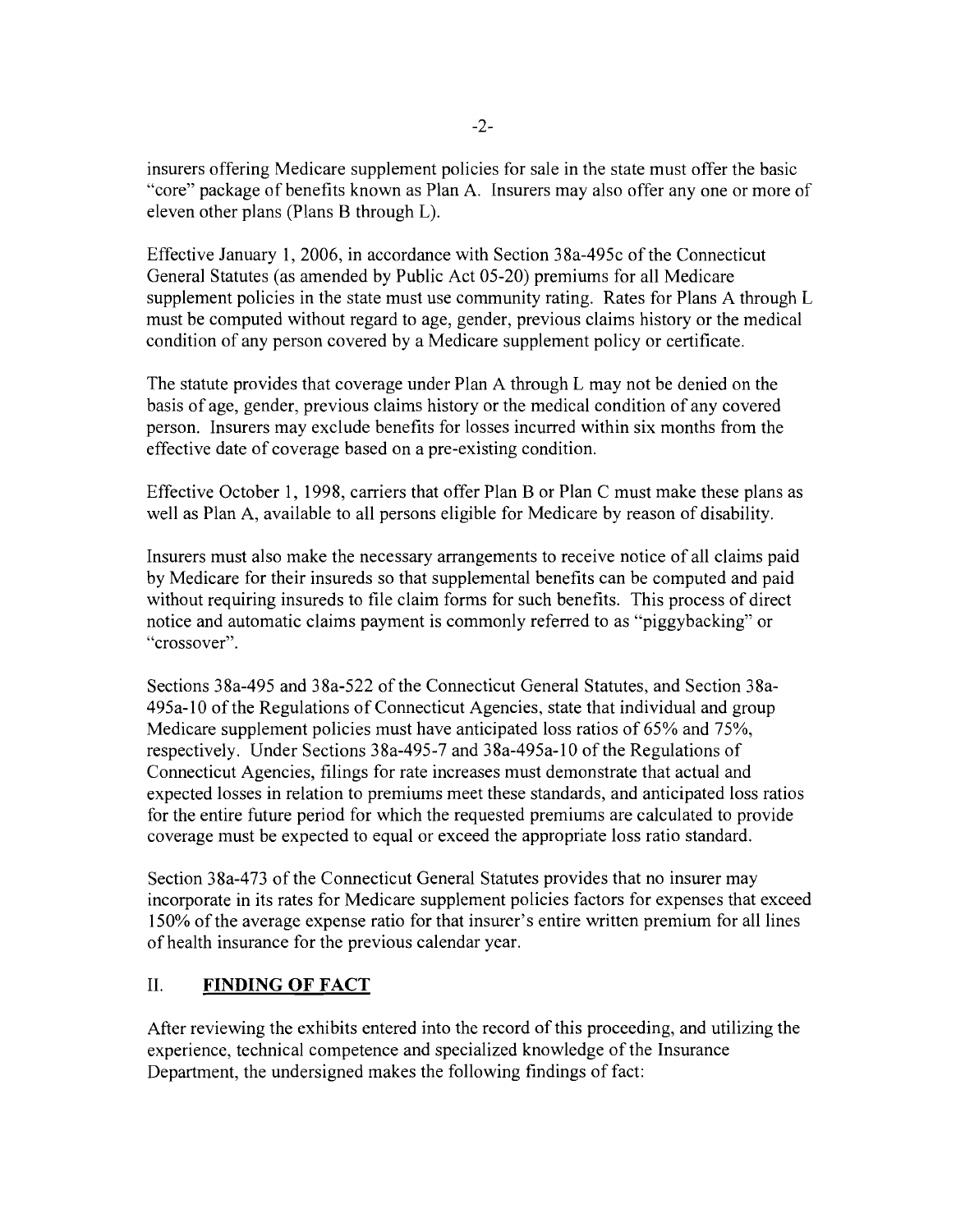insurers offering Medicare supplement policies for sale in the state must offer the basic "core" package of benefits known as Plan A. Insurers may also offer any one or more of eleven other plans (Plans B through L).

Effective January 1, 2006, in accordance with Section 38a-495c of the Connecticut General Statutes (as amended by Public Act 05-20) premiums for all Medicare supplement policies in the state must use community rating. Rates for Plans A through L must be computed without regard to age, gender, previous claims history or the medical condition of any person covered by a Medicare supplement policy or certificate.

The statute provides that coverage under Plan A through L may not be denied on the basis of age, gender, previous claims history or the medical condition of any covered person. Insurers may exclude benefits for losses incurred within six months from the effective date of coverage based on a pre-existing condition.

Effective October 1, 1998, carriers that offer Plan B or Plan C must make these plans as well as Plan A, available to all persons eligible for Medicare by reason of disability.

Insurers must also make the necessary arrangements to receive notice of all claims paid by Medicare for their insureds so that supplemental benefits can be computed and paid without requiring insureds to file claim forms for such benefits. This process of direct notice and automatic claims payment is commonly referred to as "piggybacking" or "crossover".

Sections 38a-495 and 38a-522 of the Connecticut General Statutes, and Section 38a-495a-10 of the Regulations of Connecticut Agencies, state that individual and group Medicare supplement policies must have anticipated loss ratios of 65% and 75%, respectively. Under Sections 38a-495-7 and 38a-495a-10 of the Regulations of Connecticut Agencies, filings for rate increases must demonstrate that actual and expected losses in relation to premiums meet these standards, and anticipated loss ratios for the entire future period for which the requested premiums are calculated to provide coverage must be expected to equal or exceed the appropriate loss ratio standard.

Section 38a-473 of the Connecticut General Statutes provides that no insurer may incorporate in its rates for Medicare supplement policies factors for expenses that exceed 150% of the average expense ratio for that insurer's entire written premium for all lines of health insurance for the previous calendar year.

## II. FINDING OF FACT

After reviewing the exhibits entered into the record of this proceeding, and utilizing the experience, technical competence and specialized knowledge of the Insurance Department, the undersigned makes the following findings of fact: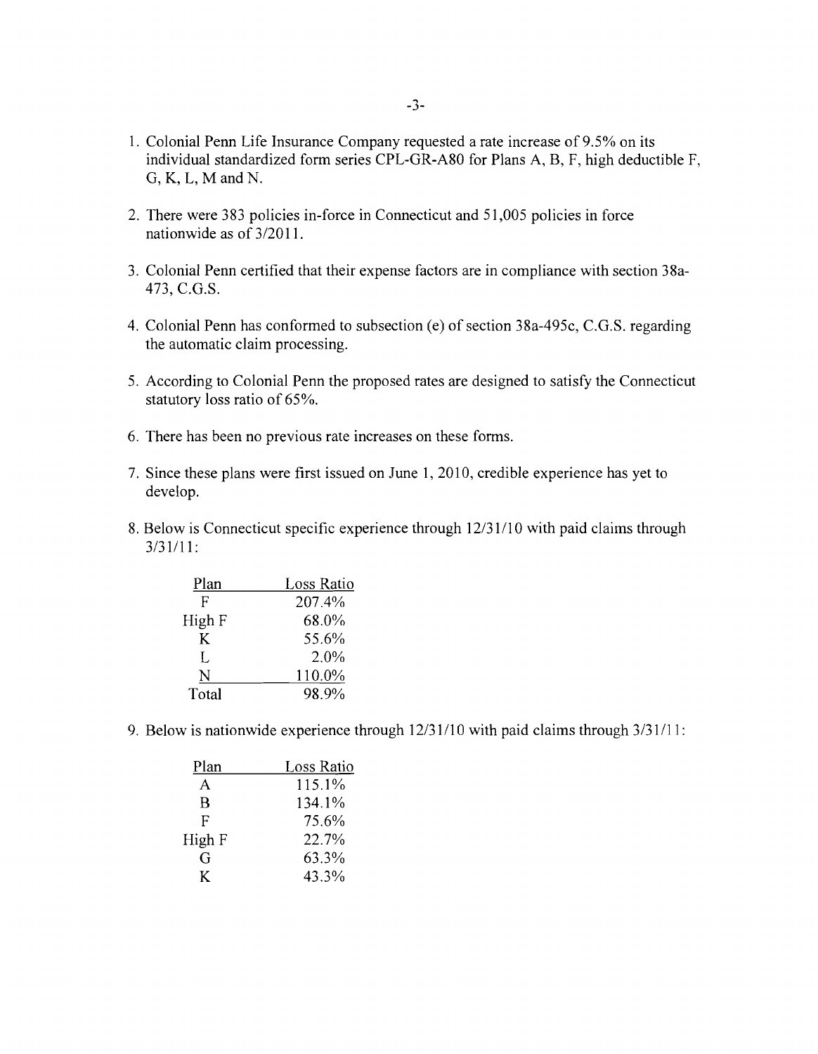1. Colonial Penn Life Insurance Company requested a rate increase of 9.5% on its individual standardized form series CPL-GR-A80 for Plans A, B, F, high deductible F, G, K, L, M and N.

2. There were 383 policies in-force in Connecticut and 51,005 policies in force nationwide as of 3/2011.

3. Colonial Penn certified that their expense factors are in compliance with section 38a-473, C.G.S.

4. Colonial Penn has conformed to subsection (e) of section 38a-495c, C.G.S. regarding the automatic claim processing.

5. According to Colonial Penn the proposed rates are designed to satisfy the Connecticut statutory loss ratio of 65%.

6. There has been no previous rate increases on these forms.

7. Since these plans were first issued on June 1, 2010, credible experience has yet to develop.

8. Below is Connecticut specific experience through 12/31/10 with paid claims through 3/31/11:

| Plan | Loss Ratio |
|---|---|
| F | 207.4% |
| High F | 68.0% |
| K | 55.6% |
| L | 2.0% |
| N | 110.0% |
| Total | 98.9% |

9. Below is nationwide experience through 12/31/10 with paid claims through 3/31/11:

| Plan | Loss Ratio |
|---|---|
| A | 115.1% |
| B | 134.1% |
| F | 75.6% |
| High F | 22.7% |
| G | 63.3% |
| K | 43.3% |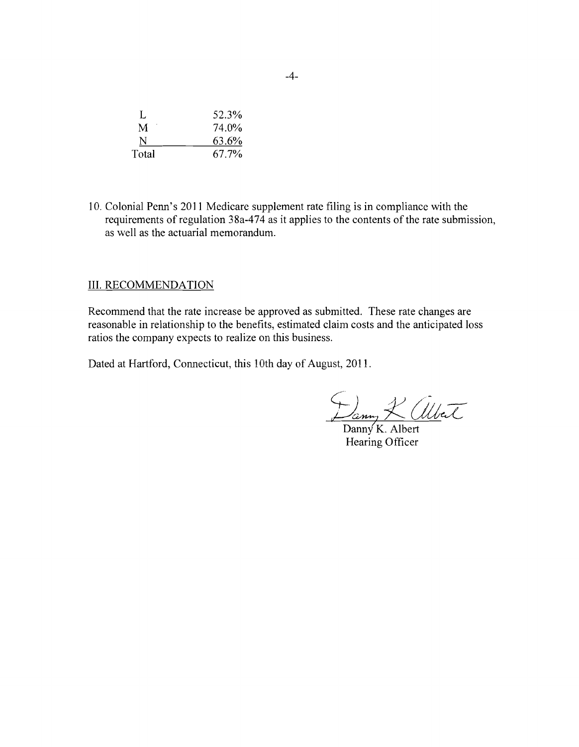| | |
|---|---|
| L | 52.3% |
| M | 74.0% |
| N | 63.6% |
| Total | 67.7% |

10. Colonial Penn's 2011 Medicare supplement rate filing is in compliance with the requirements of regulation 38a-474 as it applies to the contents of the rate submission, as well as the actuarial memorandum.

## III. RECOMMENDATION

Recommend that the rate increase be approved as submitted. These rate changes are reasonable in relationship to the benefits, estimated claim costs and the anticipated loss ratios the company expects to realize on this business.

Dated at Hartford, Connecticut, this 10th day of August, 2011.

Danny K. Albert
Hearing Officer